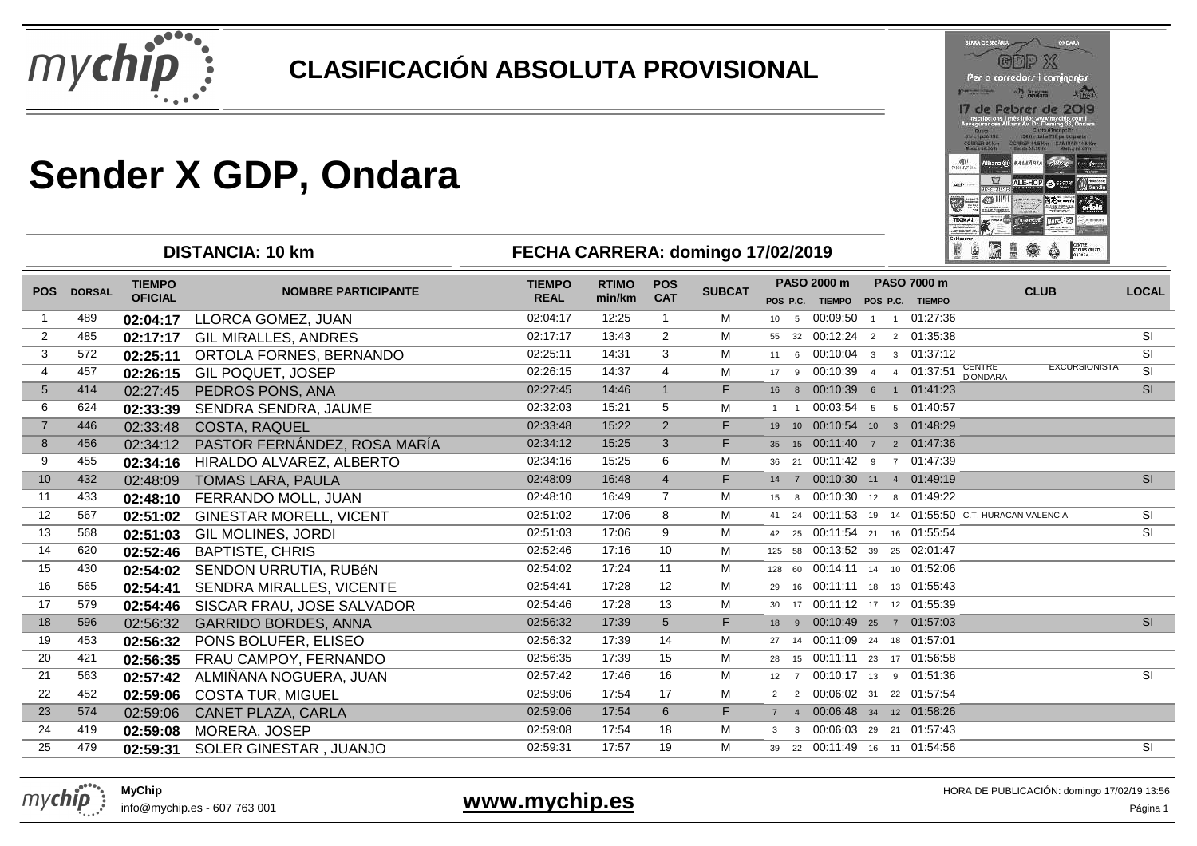# CLASIFICACIÓN ABSOLUTA PROVISIONAL

# Sender X GDP, Ondara

**DISTANCIA: 10 km** | **FECHA CARRERA: domingo 17/02/2019**

| POS | DORSAL | TIEMPO OFICIAL | NOMBRE PARTICIPANTE | TIEMPO REAL | RTIMO min/km | POS CAT | SUBCAT | PASO 2000 m POS | P.C. | TIEMPO | PASO 7000 m POS | P.C. | TIEMPO | CLUB | LOCAL |
|---|---|---|---|---|---|---|---|---|---|---|---|---|---|---|---|
| 1 | 489 | **02:04:17** | LLORCA GOMEZ, JUAN | 02:04:17 | 12:25 | 1 | M | 10 | 5 | 00:09:50 | 1 | 1 | 01:27:36 | | |
| 2 | 485 | **02:17:17** | GIL MIRALLES, ANDRES | 02:17:17 | 13:43 | 2 | M | 55 | 32 | 00:12:24 | 2 | 2 | 01:35:38 | | SI |
| 3 | 572 | **02:25:11** | ORTOLA FORNES, BERNANDO | 02:25:11 | 14:31 | 3 | M | 11 | 6 | 00:10:04 | 3 | 3 | 01:37:12 | | SI |
| 4 | 457 | **02:26:15** | GIL POQUET, JOSEP | 02:26:15 | 14:37 | 4 | M | 17 | 9 | 00:10:39 | 4 | 4 | 01:37:51 | CENTRE EXCURSIONISTA D'ONDARA | SI |
| 5 | 414 | 02:27:45 | PEDROS PONS, ANA | 02:27:45 | 14:46 | 1 | F | 16 | 8 | 00:10:39 | 6 | 1 | 01:41:23 | | SI |
| 6 | 624 | **02:33:39** | SENDRA SENDRA, JAUME | 02:32:03 | 15:21 | 5 | M | 1 | 1 | 00:03:54 | 5 | 5 | 01:40:57 | | |
| 7 | 446 | 02:33:48 | COSTA, RAQUEL | 02:33:48 | 15:22 | 2 | F | 19 | 10 | 00:10:54 | 10 | 3 | 01:48:29 | | |
| 8 | 456 | 02:34:12 | PASTOR FERNÁNDEZ, ROSA MARÍA | 02:34:12 | 15:25 | 3 | F | 35 | 15 | 00:11:40 | 7 | 2 | 01:47:36 | | |
| 9 | 455 | **02:34:16** | HIRALDO ALVAREZ, ALBERTO | 02:34:16 | 15:25 | 6 | M | 36 | 21 | 00:11:42 | 9 | 7 | 01:47:39 | | |
| 10 | 432 | 02:48:09 | TOMAS LARA, PAULA | 02:48:09 | 16:48 | 4 | F | 14 | 7 | 00:10:30 | 11 | 4 | 01:49:19 | | SI |
| 11 | 433 | **02:48:10** | FERRANDO MOLL, JUAN | 02:48:10 | 16:49 | 7 | M | 15 | 8 | 00:10:30 | 12 | 8 | 01:49:22 | | |
| 12 | 567 | **02:51:02** | GINESTAR MORELL, VICENT | 02:51:02 | 17:06 | 8 | M | 41 | 24 | 00:11:53 | 19 | 14 | 01:55:50 | C.T. HURACAN VALENCIA | SI |
| 13 | 568 | **02:51:03** | GIL MOLINES, JORDI | 02:51:03 | 17:06 | 9 | M | 42 | 25 | 00:11:54 | 21 | 16 | 01:55:54 | | SI |
| 14 | 620 | **02:52:46** | BAPTISTE, CHRIS | 02:52:46 | 17:16 | 10 | M | 125 | 58 | 00:13:52 | 39 | 25 | 02:01:47 | | |
| 15 | 430 | **02:54:02** | SENDON URRUTIA, RUBéN | 02:54:02 | 17:24 | 11 | M | 128 | 60 | 00:14:11 | 14 | 10 | 01:52:06 | | |
| 16 | 565 | **02:54:41** | SENDRA MIRALLES, VICENTE | 02:54:41 | 17:28 | 12 | M | 29 | 16 | 00:11:11 | 18 | 13 | 01:55:43 | | |
| 17 | 579 | **02:54:46** | SISCAR FRAU, JOSE SALVADOR | 02:54:46 | 17:28 | 13 | M | 30 | 17 | 00:11:12 | 17 | 12 | 01:55:39 | | |
| 18 | 596 | 02:56:32 | GARRIDO BORDES, ANNA | 02:56:32 | 17:39 | 5 | F | 18 | 9 | 00:10:49 | 25 | 7 | 01:57:03 | | SI |
| 19 | 453 | **02:56:32** | PONS BOLUFER, ELISEO | 02:56:32 | 17:39 | 14 | M | 27 | 14 | 00:11:09 | 24 | 18 | 01:57:01 | | |
| 20 | 421 | **02:56:35** | FRAU CAMPOY, FERNANDO | 02:56:35 | 17:39 | 15 | M | 28 | 15 | 00:11:11 | 23 | 17 | 01:56:58 | | |
| 21 | 563 | **02:57:42** | ALMIÑANA NOGUERA, JUAN | 02:57:42 | 17:46 | 16 | M | 12 | 7 | 00:10:17 | 13 | 9 | 01:51:36 | | SI |
| 22 | 452 | **02:59:06** | COSTA TUR, MIGUEL | 02:59:06 | 17:54 | 17 | M | 2 | 2 | 00:06:02 | 31 | 22 | 01:57:54 | | |
| 23 | 574 | 02:59:06 | CANET PLAZA, CARLA | 02:59:06 | 17:54 | 6 | F | 7 | 4 | 00:06:48 | 34 | 12 | 01:58:26 | | |
| 24 | 419 | **02:59:08** | MORERA, JOSEP | 02:59:08 | 17:54 | 18 | M | 3 | 3 | 00:06:03 | 29 | 21 | 01:57:43 | | |
| 25 | 479 | **02:59:31** | SOLER GINESTAR , JUANJO | 02:59:31 | 17:57 | 19 | M | 39 | 22 | 00:11:49 | 16 | 11 | 01:54:56 | | SI |

**MyChip**
info@mychip.es - 607 763 001

**www.mychip.es**

HORA DE PUBLICACIÓN: domingo 17/02/19 13:56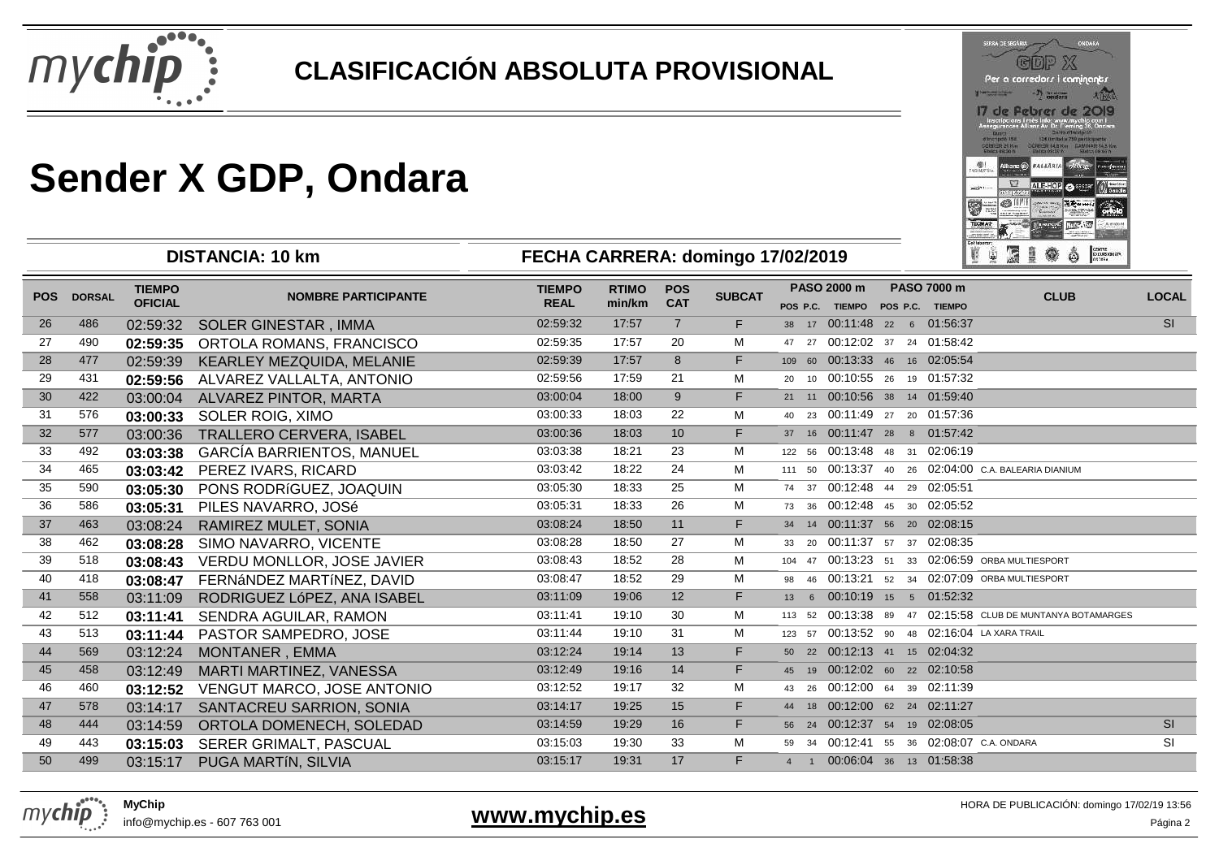# CLASIFICACIÓN ABSOLUTA PROVISIONAL

# Sender X GDP, Ondara

**DISTANCIA: 10 km** | **FECHA CARRERA: domingo 17/02/2019**

| POS | DORSAL | TIEMPO OFICIAL | NOMBRE PARTICIPANTE | TIEMPO REAL | RTIMO min/km | POS CAT | SUBCAT | PASO 2000 m POS | P.C. | TIEMPO | PASO 7000 m POS | P.C. | TIEMPO | CLUB | LOCAL |
|---|---|---|---|---|---|---|---|---|---|---|---|---|---|---|---|
| 26 | 486 | 02:59:32 | SOLER GINESTAR , IMMA | 02:59:32 | 17:57 | 7 | F | 38 | 17 | 00:11:48 | 22 | 6 | 01:56:37 | | SI |
| 27 | 490 | 02:59:35 | ORTOLA ROMANS, FRANCISCO | 02:59:35 | 17:57 | 20 | M | 47 | 27 | 00:12:02 | 37 | 24 | 01:58:42 | | |
| 28 | 477 | 02:59:39 | KEARLEY MEZQUIDA, MELANIE | 02:59:39 | 17:57 | 8 | F | 109 | 60 | 00:13:33 | 46 | 16 | 02:05:54 | | |
| 29 | 431 | 02:59:56 | ALVAREZ VALLALTA, ANTONIO | 02:59:56 | 17:59 | 21 | M | 20 | 10 | 00:10:55 | 26 | 19 | 01:57:32 | | |
| 30 | 422 | 03:00:04 | ALVAREZ PINTOR, MARTA | 03:00:04 | 18:00 | 9 | F | 21 | 11 | 00:10:56 | 38 | 14 | 01:59:40 | | |
| 31 | 576 | 03:00:33 | SOLER ROIG, XIMO | 03:00:33 | 18:03 | 22 | M | 40 | 23 | 00:11:49 | 27 | 20 | 01:57:36 | | |
| 32 | 577 | 03:00:36 | TRALLERO CERVERA, ISABEL | 03:00:36 | 18:03 | 10 | F | 37 | 16 | 00:11:47 | 28 | 8 | 01:57:42 | | |
| 33 | 492 | 03:03:38 | GARCÍA BARRIENTOS, MANUEL | 03:03:38 | 18:21 | 23 | M | 122 | 56 | 00:13:48 | 48 | 31 | 02:06:19 | | |
| 34 | 465 | 03:03:42 | PEREZ IVARS, RICARD | 03:03:42 | 18:22 | 24 | M | 111 | 50 | 00:13:37 | 40 | 26 | 02:04:00 | C.A. BALEARIA DIANIUM | |
| 35 | 590 | 03:05:30 | PONS RODRíGUEZ, JOAQUIN | 03:05:30 | 18:33 | 25 | M | 74 | 37 | 00:12:48 | 44 | 29 | 02:05:51 | | |
| 36 | 586 | 03:05:31 | PILES NAVARRO, JOSé | 03:05:31 | 18:33 | 26 | M | 73 | 36 | 00:12:48 | 45 | 30 | 02:05:52 | | |
| 37 | 463 | 03:08:24 | RAMIREZ MULET, SONIA | 03:08:24 | 18:50 | 11 | F | 34 | 14 | 00:11:37 | 56 | 20 | 02:08:15 | | |
| 38 | 462 | 03:08:28 | SIMO NAVARRO, VICENTE | 03:08:28 | 18:50 | 27 | M | 33 | 20 | 00:11:37 | 57 | 37 | 02:08:35 | | |
| 39 | 518 | 03:08:43 | VERDU MONLLOR, JOSE JAVIER | 03:08:43 | 18:52 | 28 | M | 104 | 47 | 00:13:23 | 51 | 33 | 02:06:59 | ORBA MULTIESPORT | |
| 40 | 418 | 03:08:47 | FERNáNDEZ MARTíNEZ, DAVID | 03:08:47 | 18:52 | 29 | M | 98 | 46 | 00:13:21 | 52 | 34 | 02:07:09 | ORBA MULTIESPORT | |
| 41 | 558 | 03:11:09 | RODRIGUEZ LóPEZ, ANA ISABEL | 03:11:09 | 19:06 | 12 | F | 13 | 6 | 00:10:19 | 15 | 5 | 01:52:32 | | |
| 42 | 512 | 03:11:41 | SENDRA AGUILAR, RAMON | 03:11:41 | 19:10 | 30 | M | 113 | 52 | 00:13:38 | 89 | 47 | 02:15:58 | CLUB DE MUNTANYA BOTAMARGES | |
| 43 | 513 | 03:11:44 | PASTOR SAMPEDRO, JOSE | 03:11:44 | 19:10 | 31 | M | 123 | 57 | 00:13:52 | 90 | 48 | 02:16:04 | LA XARA TRAIL | |
| 44 | 569 | 03:12:24 | MONTANER , EMMA | 03:12:24 | 19:14 | 13 | F | 50 | 22 | 00:12:13 | 41 | 15 | 02:04:32 | | |
| 45 | 458 | 03:12:49 | MARTI MARTINEZ, VANESSA | 03:12:49 | 19:16 | 14 | F | 45 | 19 | 00:12:02 | 60 | 22 | 02:10:58 | | |
| 46 | 460 | 03:12:52 | VENGUT MARCO, JOSE ANTONIO | 03:12:52 | 19:17 | 32 | M | 43 | 26 | 00:12:00 | 64 | 39 | 02:11:39 | | |
| 47 | 578 | 03:14:17 | SANTACREU SARRION, SONIA | 03:14:17 | 19:25 | 15 | F | 44 | 18 | 00:12:00 | 62 | 24 | 02:11:27 | | |
| 48 | 444 | 03:14:59 | ORTOLA DOMENECH, SOLEDAD | 03:14:59 | 19:29 | 16 | F | 56 | 24 | 00:12:37 | 54 | 19 | 02:08:05 | | SI |
| 49 | 443 | 03:15:03 | SERER GRIMALT, PASCUAL | 03:15:03 | 19:30 | 33 | M | 59 | 34 | 00:12:41 | 55 | 36 | 02:08:07 | C.A. ONDARA | SI |
| 50 | 499 | 03:15:17 | PUGA MARTÍN, SILVIA | 03:15:17 | 19:31 | 17 | F | 4 | 1 | 00:06:04 | 36 | 13 | 01:58:38 | | |

**MyChip**
info@mychip.es - 607 763 001

**www.mychip.es**

HORA DE PUBLICACIÓN: domingo 17/02/19 13:56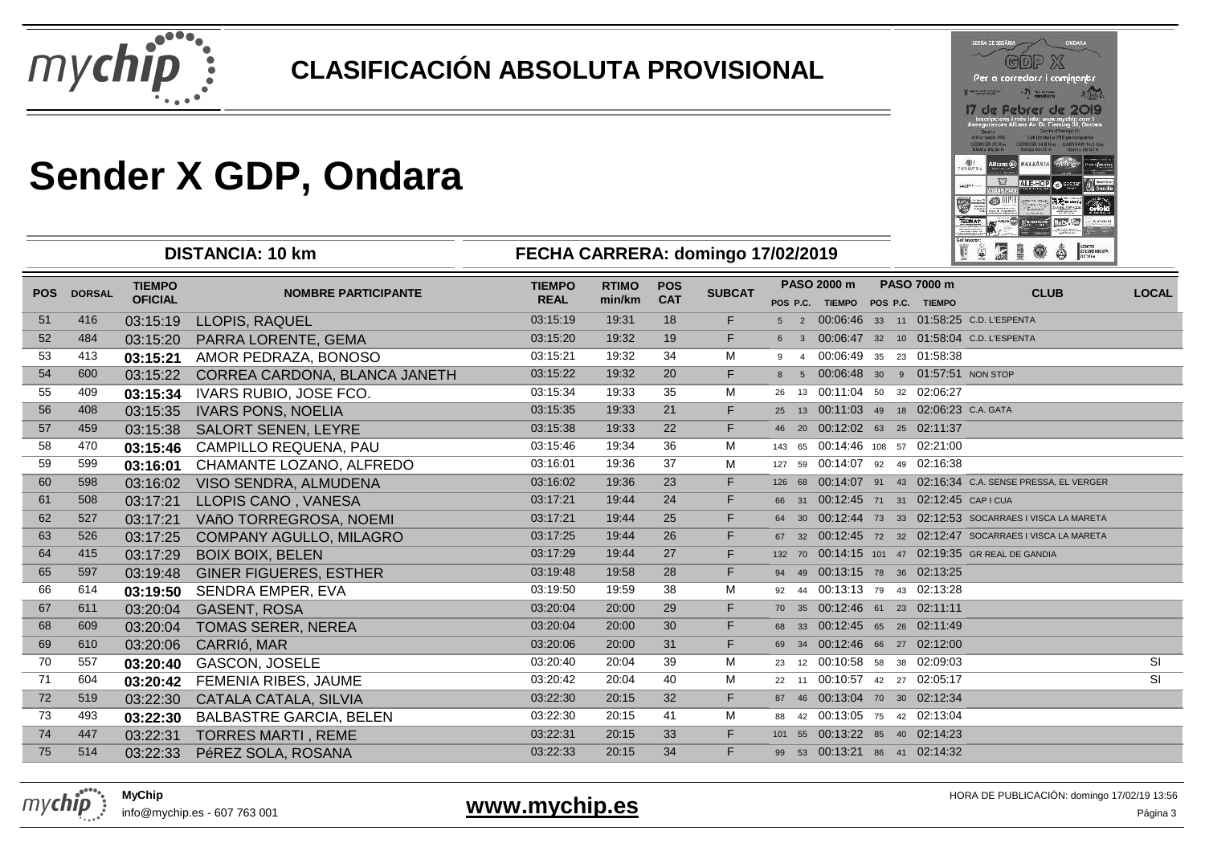# CLASIFICACIÓN ABSOLUTA PROVISIONAL

# Sender X GDP, Ondara

**DISTANCIA: 10 km** **FECHA CARRERA: domingo 17/02/2019**

| POS | DORSAL | TIEMPO OFICIAL | NOMBRE PARTICIPANTE | TIEMPO REAL | RTIMO min/km | POS CAT | SUBCAT | PASO 2000 m | | | PASO 7000 m | | | CLUB | LOCAL |
|---|---|---|---|---|---|---|---|---|---|---|---|---|---|---|---|
| | | | | | | | | POS | P.C. | TIEMPO | POS | P.C. | TIEMPO | | |
| 51 | 416 | 03:15:19 | LLOPIS, RAQUEL | 03:15:19 | 19:31 | 18 | F | 5 | 2 | 00:06:46 | 33 | 11 | 01:58:25 | C.D. L'ESPENTA | |
| 52 | 484 | 03:15:20 | PARRA LORENTE, GEMA | 03:15:20 | 19:32 | 19 | F | 6 | 3 | 00:06:47 | 32 | 10 | 01:58:04 | C.D. L'ESPENTA | |
| 53 | 413 | **03:15:21** | AMOR PEDRAZA, BONOSO | 03:15:21 | 19:32 | 34 | M | 9 | 4 | 00:06:49 | 35 | 23 | 01:58:38 | | |
| 54 | 600 | 03:15:22 | CORREA CARDONA, BLANCA JANETH | 03:15:22 | 19:32 | 20 | F | 8 | 5 | 00:06:48 | 30 | 9 | 01:57:51 | NON STOP | |
| 55 | 409 | **03:15:34** | IVARS RUBIO, JOSE FCO. | 03:15:34 | 19:33 | 35 | M | 26 | 13 | 00:11:04 | 50 | 32 | 02:06:27 | | |
| 56 | 408 | 03:15:35 | IVARS PONS, NOELIA | 03:15:35 | 19:33 | 21 | F | 25 | 13 | 00:11:03 | 49 | 18 | 02:06:23 | C.A. GATA | |
| 57 | 459 | 03:15:38 | SALORT SENEN, LEYRE | 03:15:38 | 19:33 | 22 | F | 46 | 20 | 00:12:02 | 63 | 25 | 02:11:37 | | |
| 58 | 470 | **03:15:46** | CAMPILLO REQUENA, PAU | 03:15:46 | 19:34 | 36 | M | 143 | 65 | 00:14:46 | 108 | 57 | 02:21:00 | | |
| 59 | 599 | **03:16:01** | CHAMANTE LOZANO, ALFREDO | 03:16:01 | 19:36 | 37 | M | 127 | 59 | 00:14:07 | 92 | 49 | 02:16:38 | | |
| 60 | 598 | 03:16:02 | VISO SENDRA, ALMUDENA | 03:16:02 | 19:36 | 23 | F | 126 | 68 | 00:14:07 | 91 | 43 | 02:16:34 | C.A. SENSE PRESSA, EL VERGER | |
| 61 | 508 | 03:17:21 | LLOPIS CANO , VANESA | 03:17:21 | 19:44 | 24 | F | 66 | 31 | 00:12:45 | 71 | 31 | 02:12:45 | CAP I CUA | |
| 62 | 527 | 03:17:21 | VAñO TORREGROSA, NOEMI | 03:17:21 | 19:44 | 25 | F | 64 | 30 | 00:12:44 | 73 | 33 | 02:12:53 | SOCARRAES I VISCA LA MARETA | |
| 63 | 526 | 03:17:25 | COMPANY AGULLO, MILAGRO | 03:17:25 | 19:44 | 26 | F | 67 | 32 | 00:12:45 | 72 | 32 | 02:12:47 | SOCARRAES I VISCA LA MARETA | |
| 64 | 415 | 03:17:29 | BOIX BOIX, BELEN | 03:17:29 | 19:44 | 27 | F | 132 | 70 | 00:14:15 | 101 | 47 | 02:19:35 | GR REAL DE GANDIA | |
| 65 | 597 | 03:19:48 | GINER FIGUERES, ESTHER | 03:19:48 | 19:58 | 28 | F | 94 | 49 | 00:13:15 | 78 | 36 | 02:13:25 | | |
| 66 | 614 | **03:19:50** | SENDRA EMPER, EVA | 03:19:50 | 19:59 | 38 | M | 92 | 44 | 00:13:13 | 79 | 43 | 02:13:28 | | |
| 67 | 611 | 03:20:04 | GASENT, ROSA | 03:20:04 | 20:00 | 29 | F | 70 | 35 | 00:12:46 | 61 | 23 | 02:11:11 | | |
| 68 | 609 | 03:20:04 | TOMAS SERER, NEREA | 03:20:04 | 20:00 | 30 | F | 68 | 33 | 00:12:45 | 65 | 26 | 02:11:49 | | |
| 69 | 610 | 03:20:06 | CARRIó, MAR | 03:20:06 | 20:00 | 31 | F | 69 | 34 | 00:12:46 | 66 | 27 | 02:12:00 | | |
| 70 | 557 | **03:20:40** | GASCON, JOSELE | 03:20:40 | 20:04 | 39 | M | 23 | 12 | 00:10:58 | 58 | 38 | 02:09:03 | | SI |
| 71 | 604 | **03:20:42** | FEMENIA RIBES, JAUME | 03:20:42 | 20:04 | 40 | M | 22 | 11 | 00:10:57 | 42 | 27 | 02:05:17 | | SI |
| 72 | 519 | 03:22:30 | CATALA CATALA, SILVIA | 03:22:30 | 20:15 | 32 | F | 87 | 46 | 00:13:04 | 70 | 30 | 02:12:34 | | |
| 73 | 493 | **03:22:30** | BALBASTRE GARCIA, BELEN | 03:22:30 | 20:15 | 41 | M | 88 | 42 | 00:13:05 | 75 | 42 | 02:13:04 | | |
| 74 | 447 | 03:22:31 | TORRES MARTI , REME | 03:22:31 | 20:15 | 33 | F | 101 | 55 | 00:13:22 | 85 | 40 | 02:14:23 | | |
| 75 | 514 | 03:22:33 | PéREZ SOLA, ROSANA | 03:22:33 | 20:15 | 34 | F | 99 | 53 | 00:13:21 | 86 | 41 | 02:14:32 | | |

**MyChip**
info@mychip.es - 607 763 001

**www.mychip.es**

HORA DE PUBLICACIÓN: domingo 17/02/19 13:56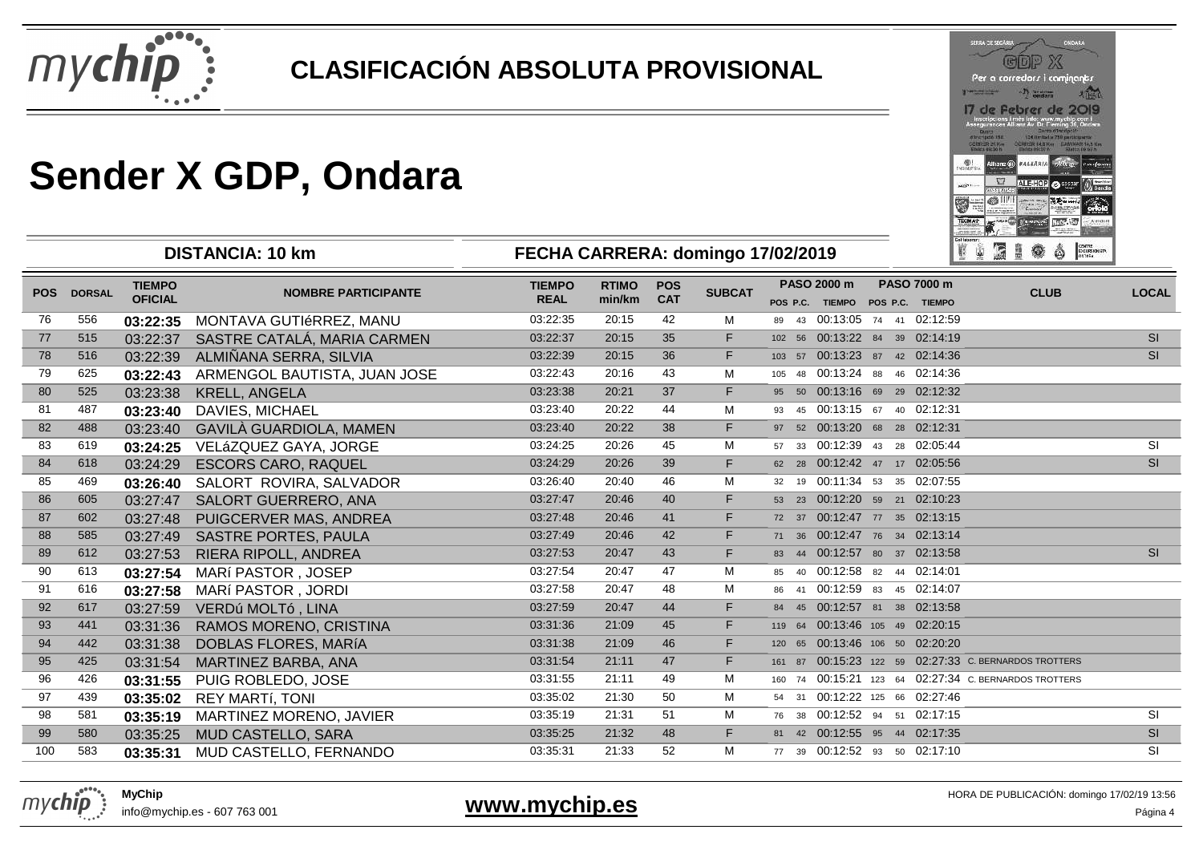# CLASIFICACIÓN ABSOLUTA PROVISIONAL

# Sender X GDP, Ondara

**DISTANCIA: 10 km** — **FECHA CARRERA: domingo 17/02/2019**

| POS | DORSAL | TIEMPO OFICIAL | NOMBRE PARTICIPANTE | TIEMPO REAL | RTIMO min/km | POS CAT | SUBCAT | PASO 2000 m POS | PASO 2000 m P.C. | PASO 2000 m TIEMPO | PASO 7000 m POS | PASO 7000 m P.C. | PASO 7000 m TIEMPO | CLUB | LOCAL |
|---|---|---|---|---|---|---|---|---|---|---|---|---|---|---|---|
| 76 | 556 | **03:22:35** | MONTAVA GUTIéRREZ, MANU | 03:22:35 | 20:15 | 42 | M | 89 | 43 | 00:13:05 | 74 | 41 | 02:12:59 | | |
| 77 | 515 | 03:22:37 | SASTRE CATALÁ, MARIA CARMEN | 03:22:37 | 20:15 | 35 | F | 102 | 56 | 00:13:22 | 84 | 39 | 02:14:19 | | SI |
| 78 | 516 | 03:22:39 | ALMIÑANA SERRA, SILVIA | 03:22:39 | 20:15 | 36 | F | 103 | 57 | 00:13:23 | 87 | 42 | 02:14:36 | | SI |
| 79 | 625 | **03:22:43** | ARMENGOL BAUTISTA, JUAN JOSE | 03:22:43 | 20:16 | 43 | M | 105 | 48 | 00:13:24 | 88 | 46 | 02:14:36 | | |
| 80 | 525 | 03:23:38 | KRELL, ANGELA | 03:23:38 | 20:21 | 37 | F | 95 | 50 | 00:13:16 | 69 | 29 | 02:12:32 | | |
| 81 | 487 | **03:23:40** | DAVIES, MICHAEL | 03:23:40 | 20:22 | 44 | M | 93 | 45 | 00:13:15 | 67 | 40 | 02:12:31 | | |
| 82 | 488 | 03:23:40 | GAVILÀ GUARDIOLA, MAMEN | 03:23:40 | 20:22 | 38 | F | 97 | 52 | 00:13:20 | 68 | 28 | 02:12:31 | | |
| 83 | 619 | **03:24:25** | VELáZQUEZ GAYA, JORGE | 03:24:25 | 20:26 | 45 | M | 57 | 33 | 00:12:39 | 43 | 28 | 02:05:44 | | SI |
| 84 | 618 | 03:24:29 | ESCORS CARO, RAQUEL | 03:24:29 | 20:26 | 39 | F | 62 | 28 | 00:12:42 | 47 | 17 | 02:05:56 | | SI |
| 85 | 469 | **03:26:40** | SALORT ROVIRA, SALVADOR | 03:26:40 | 20:40 | 46 | M | 32 | 19 | 00:11:34 | 53 | 35 | 02:07:55 | | |
| 86 | 605 | 03:27:47 | SALORT GUERRERO, ANA | 03:27:47 | 20:46 | 40 | F | 53 | 23 | 00:12:20 | 59 | 21 | 02:10:23 | | |
| 87 | 602 | 03:27:48 | PUIGCERVER MAS, ANDREA | 03:27:48 | 20:46 | 41 | F | 72 | 37 | 00:12:47 | 77 | 35 | 02:13:15 | | |
| 88 | 585 | 03:27:49 | SASTRE PORTES, PAULA | 03:27:49 | 20:46 | 42 | F | 71 | 36 | 00:12:47 | 76 | 34 | 02:13:14 | | |
| 89 | 612 | 03:27:53 | RIERA RIPOLL, ANDREA | 03:27:53 | 20:47 | 43 | F | 83 | 44 | 00:12:57 | 80 | 37 | 02:13:58 | | SI |
| 90 | 613 | **03:27:54** | MARí PASTOR , JOSEP | 03:27:54 | 20:47 | 47 | M | 85 | 40 | 00:12:58 | 82 | 44 | 02:14:01 | | |
| 91 | 616 | **03:27:58** | MARí PASTOR , JORDI | 03:27:58 | 20:47 | 48 | M | 86 | 41 | 00:12:59 | 83 | 45 | 02:14:07 | | |
| 92 | 617 | 03:27:59 | VERDú MOLTó , LINA | 03:27:59 | 20:47 | 44 | F | 84 | 45 | 00:12:57 | 81 | 38 | 02:13:58 | | |
| 93 | 441 | 03:31:36 | RAMOS MORENO, CRISTINA | 03:31:36 | 21:09 | 45 | F | 119 | 64 | 00:13:46 | 105 | 49 | 02:20:15 | | |
| 94 | 442 | 03:31:38 | DOBLAS FLORES, MARÍA | 03:31:38 | 21:09 | 46 | F | 120 | 65 | 00:13:46 | 106 | 50 | 02:20:20 | | |
| 95 | 425 | 03:31:54 | MARTINEZ BARBA, ANA | 03:31:54 | 21:11 | 47 | F | 161 | 87 | 00:15:23 | 122 | 59 | 02:27:33 | C. BERNARDOS TROTTERS | |
| 96 | 426 | **03:31:55** | PUIG ROBLEDO, JOSE | 03:31:55 | 21:11 | 49 | M | 160 | 74 | 00:15:21 | 123 | 64 | 02:27:34 | C. BERNARDOS TROTTERS | |
| 97 | 439 | **03:35:02** | REY MARTí, TONI | 03:35:02 | 21:30 | 50 | M | 54 | 31 | 00:12:22 | 125 | 66 | 02:27:46 | | |
| 98 | 581 | **03:35:19** | MARTINEZ MORENO, JAVIER | 03:35:19 | 21:31 | 51 | M | 76 | 38 | 00:12:52 | 94 | 51 | 02:17:15 | | SI |
| 99 | 580 | 03:35:25 | MUD CASTELLO, SARA | 03:35:25 | 21:32 | 48 | F | 81 | 42 | 00:12:55 | 95 | 44 | 02:17:35 | | SI |
| 100 | 583 | **03:35:31** | MUD CASTELLO, FERNANDO | 03:35:31 | 21:33 | 52 | M | 77 | 39 | 00:12:52 | 93 | 50 | 02:17:10 | | SI |

MyChip
info@mychip.es - 607 763 001

**www.mychip.es**

HORA DE PUBLICACIÓN: domingo 17/02/19 13:56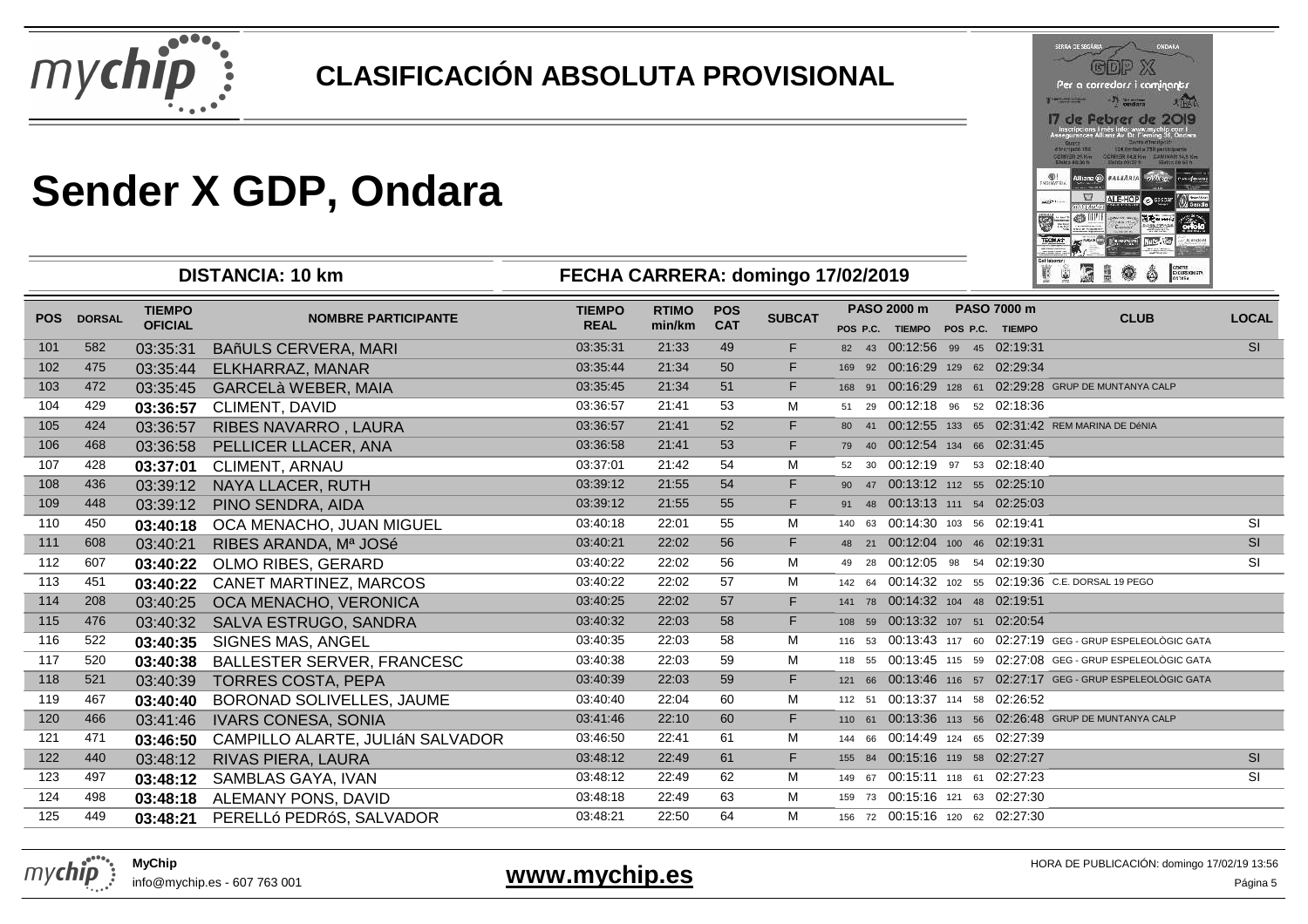# CLASIFICACIÓN ABSOLUTA PROVISIONAL

# Sender X GDP, Ondara

**DISTANCIA: 10 km** | **FECHA CARRERA: domingo 17/02/2019**

| POS | DORSAL | TIEMPO OFICIAL | NOMBRE PARTICIPANTE | TIEMPO REAL | RTIMO min/km | POS CAT | SUBCAT | PASO 2000 m POS | P.C. | TIEMPO | PASO 7000 m POS | P.C. | TIEMPO | CLUB | LOCAL |
|---|---|---|---|---|---|---|---|---|---|---|---|---|---|---|---|
| 101 | 582 | 03:35:31 | BAñULS CERVERA, MARI | 03:35:31 | 21:33 | 49 | F | 82 | 43 | 00:12:56 | 99 | 45 | 02:19:31 | | SI |
| 102 | 475 | 03:35:44 | ELKHARRAZ, MANAR | 03:35:44 | 21:34 | 50 | F | 169 | 92 | 00:16:29 | 129 | 62 | 02:29:34 | | |
| 103 | 472 | 03:35:45 | GARCELà WEBER, MAIA | 03:35:45 | 21:34 | 51 | F | 168 | 91 | 00:16:29 | 128 | 61 | 02:29:28 | GRUP DE MUNTANYA CALP | |
| 104 | 429 | **03:36:57** | CLIMENT, DAVID | 03:36:57 | 21:41 | 53 | M | 51 | 29 | 00:12:18 | 96 | 52 | 02:18:36 | | |
| 105 | 424 | 03:36:57 | RIBES NAVARRO , LAURA | 03:36:57 | 21:41 | 52 | F | 80 | 41 | 00:12:55 | 133 | 65 | 02:31:42 | REM MARINA DE DéNIA | |
| 106 | 468 | 03:36:58 | PELLICER LLACER, ANA | 03:36:58 | 21:41 | 53 | F | 79 | 40 | 00:12:54 | 134 | 66 | 02:31:45 | | |
| 107 | 428 | **03:37:01** | CLIMENT, ARNAU | 03:37:01 | 21:42 | 54 | M | 52 | 30 | 00:12:19 | 97 | 53 | 02:18:40 | | |
| 108 | 436 | 03:39:12 | NAYA LLACER, RUTH | 03:39:12 | 21:55 | 54 | F | 90 | 47 | 00:13:12 | 112 | 55 | 02:25:10 | | |
| 109 | 448 | 03:39:12 | PINO SENDRA, AIDA | 03:39:12 | 21:55 | 55 | F | 91 | 48 | 00:13:13 | 111 | 54 | 02:25:03 | | |
| 110 | 450 | **03:40:18** | OCA MENACHO, JUAN MIGUEL | 03:40:18 | 22:01 | 55 | M | 140 | 63 | 00:14:30 | 103 | 56 | 02:19:41 | | SI |
| 111 | 608 | 03:40:21 | RIBES ARANDA, Mª JOSé | 03:40:21 | 22:02 | 56 | F | 48 | 21 | 00:12:04 | 100 | 46 | 02:19:31 | | SI |
| 112 | 607 | **03:40:22** | OLMO RIBES, GERARD | 03:40:22 | 22:02 | 56 | M | 49 | 28 | 00:12:05 | 98 | 54 | 02:19:30 | | SI |
| 113 | 451 | **03:40:22** | CANET MARTINEZ, MARCOS | 03:40:22 | 22:02 | 57 | M | 142 | 64 | 00:14:32 | 102 | 55 | 02:19:36 | C.E. DORSAL 19 PEGO | |
| 114 | 208 | 03:40:25 | OCA MENACHO, VERONICA | 03:40:25 | 22:02 | 57 | F | 141 | 78 | 00:14:32 | 104 | 48 | 02:19:51 | | |
| 115 | 476 | 03:40:32 | SALVA ESTRUGO, SANDRA | 03:40:32 | 22:03 | 58 | F | 108 | 59 | 00:13:32 | 107 | 51 | 02:20:54 | | |
| 116 | 522 | **03:40:35** | SIGNES MAS, ANGEL | 03:40:35 | 22:03 | 58 | M | 116 | 53 | 00:13:43 | 117 | 60 | 02:27:19 | GEG - GRUP ESPELEOLÒGIC GATA | |
| 117 | 520 | **03:40:38** | BALLESTER SERVER, FRANCESC | 03:40:38 | 22:03 | 59 | M | 118 | 55 | 00:13:45 | 115 | 59 | 02:27:08 | GEG - GRUP ESPELEOLÒGIC GATA | |
| 118 | 521 | 03:40:39 | TORRES COSTA, PEPA | 03:40:39 | 22:03 | 59 | F | 121 | 66 | 00:13:46 | 116 | 57 | 02:27:17 | GEG - GRUP ESPELEOLÒGIC GATA | |
| 119 | 467 | **03:40:40** | BORONAD SOLIVELLES, JAUME | 03:40:40 | 22:04 | 60 | M | 112 | 51 | 00:13:37 | 114 | 58 | 02:26:52 | | |
| 120 | 466 | 03:41:46 | IVARS CONESA, SONIA | 03:41:46 | 22:10 | 60 | F | 110 | 61 | 00:13:36 | 113 | 56 | 02:26:48 | GRUP DE MUNTANYA CALP | |
| 121 | 471 | **03:46:50** | CAMPILLO ALARTE, JULIáN SALVADOR | 03:46:50 | 22:41 | 61 | M | 144 | 66 | 00:14:49 | 124 | 65 | 02:27:39 | | |
| 122 | 440 | 03:48:12 | RIVAS PIERA, LAURA | 03:48:12 | 22:49 | 61 | F | 155 | 84 | 00:15:16 | 119 | 58 | 02:27:27 | | SI |
| 123 | 497 | **03:48:12** | SAMBLAS GAYA, IVAN | 03:48:12 | 22:49 | 62 | M | 149 | 67 | 00:15:11 | 118 | 61 | 02:27:23 | | SI |
| 124 | 498 | **03:48:18** | ALEMANY PONS, DAVID | 03:48:18 | 22:49 | 63 | M | 159 | 73 | 00:15:16 | 121 | 63 | 02:27:30 | | |
| 125 | 449 | **03:48:21** | PERELLó PEDRóS, SALVADOR | 03:48:21 | 22:50 | 64 | M | 156 | 72 | 00:15:16 | 120 | 62 | 02:27:30 | | |

**MyChip**
info@mychip.es - 607 763 001

**www.mychip.es**

HORA DE PUBLICACIÓN: domingo 17/02/19 13:56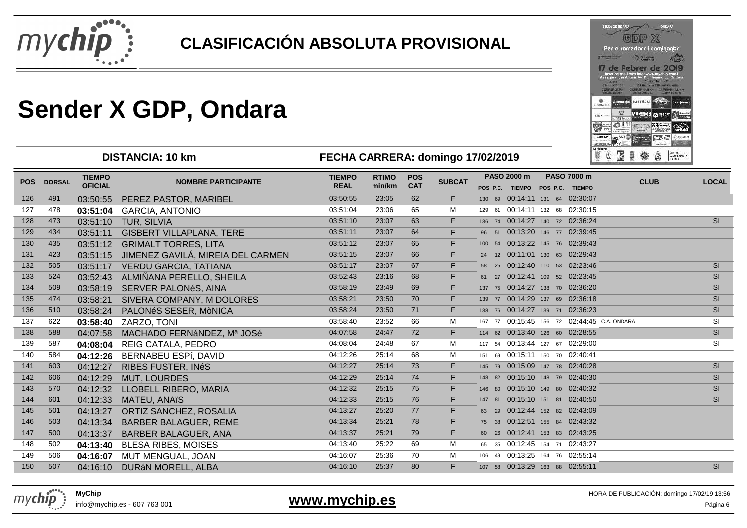# CLASIFICACIÓN ABSOLUTA PROVISIONAL

# Sender X GDP, Ondara

**DISTANCIA: 10 km** | **FECHA CARRERA: domingo 17/02/2019**

| POS | DORSAL | TIEMPO OFICIAL | NOMBRE PARTICIPANTE | TIEMPO REAL | RTIMO min/km | POS CAT | SUBCAT | PASO 2000 m POS | P.C. | TIEMPO | PASO 7000 m POS | P.C. | TIEMPO | CLUB | LOCAL |
|---|---|---|---|---|---|---|---|---|---|---|---|---|---|---|---|
| 126 | 491 | 03:50:55 | PEREZ PASTOR, MARIBEL | 03:50:55 | 23:05 | 62 | F | 130 | 69 | 00:14:11 | 131 | 64 | 02:30:07 | | |
| 127 | 478 | **03:51:04** | GARCIA, ANTONIO | 03:51:04 | 23:06 | 65 | M | 129 | 61 | 00:14:11 | 132 | 68 | 02:30:15 | | |
| 128 | 473 | 03:51:10 | TUR, SILVIA | 03:51:10 | 23:07 | 63 | F | 136 | 74 | 00:14:27 | 140 | 72 | 02:36:24 | | SI |
| 129 | 434 | 03:51:11 | GISBERT VILLAPLANA, TERE | 03:51:11 | 23:07 | 64 | F | 96 | 51 | 00:13:20 | 146 | 77 | 02:39:45 | | |
| 130 | 435 | 03:51:12 | GRIMALT TORRES, LITA | 03:51:12 | 23:07 | 65 | F | 100 | 54 | 00:13:22 | 145 | 76 | 02:39:43 | | |
| 131 | 423 | 03:51:15 | JIMENEZ GAVILÁ, MIREIA DEL CARMEN | 03:51:15 | 23:07 | 66 | F | 24 | 12 | 00:11:01 | 130 | 63 | 02:29:43 | | |
| 132 | 505 | 03:51:17 | VERDU GARCIA, TATIANA | 03:51:17 | 23:07 | 67 | F | 58 | 25 | 00:12:40 | 110 | 53 | 02:23:46 | | SI |
| 133 | 524 | 03:52:43 | ALMIÑANA PERELLO, SHEILA | 03:52:43 | 23:16 | 68 | F | 61 | 27 | 00:12:41 | 109 | 52 | 02:23:45 | | SI |
| 134 | 509 | 03:58:19 | SERVER PALONéS, AINA | 03:58:19 | 23:49 | 69 | F | 137 | 75 | 00:14:27 | 138 | 70 | 02:36:20 | | SI |
| 135 | 474 | 03:58:21 | SIVERA COMPANY, M DOLORES | 03:58:21 | 23:50 | 70 | F | 139 | 77 | 00:14:29 | 137 | 69 | 02:36:18 | | SI |
| 136 | 510 | 03:58:24 | PALONéS SESER, MòNICA | 03:58:24 | 23:50 | 71 | F | 138 | 76 | 00:14:27 | 139 | 71 | 02:36:23 | | SI |
| 137 | 622 | **03:58:40** | ZARZO, TONI | 03:58:40 | 23:52 | 66 | M | 167 | 77 | 00:15:45 | 156 | 72 | 02:44:45 | C.A. ONDARA | SI |
| 138 | 588 | 04:07:58 | MACHADO FERNáNDEZ, Mª JOSé | 04:07:58 | 24:47 | 72 | F | 114 | 62 | 00:13:40 | 126 | 60 | 02:28:55 | | SI |
| 139 | 587 | **04:08:04** | REIG CATALA, PEDRO | 04:08:04 | 24:48 | 67 | M | 117 | 54 | 00:13:44 | 127 | 67 | 02:29:00 | | SI |
| 140 | 584 | **04:12:26** | BERNABEU ESPÍ, DAVID | 04:12:26 | 25:14 | 68 | M | 151 | 69 | 00:15:11 | 150 | 70 | 02:40:41 | | |
| 141 | 603 | 04:12:27 | RIBES FUSTER, INéS | 04:12:27 | 25:14 | 73 | F | 145 | 79 | 00:15:09 | 147 | 78 | 02:40:28 | | SI |
| 142 | 606 | 04:12:29 | MUT, LOURDES | 04:12:29 | 25:14 | 74 | F | 148 | 82 | 00:15:10 | 148 | 79 | 02:40:30 | | SI |
| 143 | 570 | 04:12:32 | LLOBELL RIBERO, MARIA | 04:12:32 | 25:15 | 75 | F | 146 | 80 | 00:15:10 | 149 | 80 | 02:40:32 | | SI |
| 144 | 601 | 04:12:33 | MATEU, ANAïS | 04:12:33 | 25:15 | 76 | F | 147 | 81 | 00:15:10 | 151 | 81 | 02:40:50 | | SI |
| 145 | 501 | 04:13:27 | ORTIZ SANCHEZ, ROSALIA | 04:13:27 | 25:20 | 77 | F | 63 | 29 | 00:12:44 | 152 | 82 | 02:43:09 | | |
| 146 | 503 | 04:13:34 | BARBER BALAGUER, REME | 04:13:34 | 25:21 | 78 | F | 75 | 38 | 00:12:51 | 155 | 84 | 02:43:32 | | |
| 147 | 500 | 04:13:37 | BARBER BALAGUER, ANA | 04:13:37 | 25:21 | 79 | F | 60 | 26 | 00:12:41 | 153 | 83 | 02:43:25 | | |
| 148 | 502 | **04:13:40** | BLESA RIBES, MOISES | 04:13:40 | 25:22 | 69 | M | 65 | 35 | 00:12:45 | 154 | 71 | 02:43:27 | | |
| 149 | 506 | **04:16:07** | MUT MENGUAL, JOAN | 04:16:07 | 25:36 | 70 | M | 106 | 49 | 00:13:25 | 164 | 76 | 02:55:14 | | |
| 150 | 507 | 04:16:10 | DURáN MORELL, ALBA | 04:16:10 | 25:37 | 80 | F | 107 | 58 | 00:13:29 | 163 | 88 | 02:55:11 | | SI |

MyChip
info@mychip.es - 607 763 001

**www.mychip.es**

HORA DE PUBLICACIÓN: domingo 17/02/19 13:56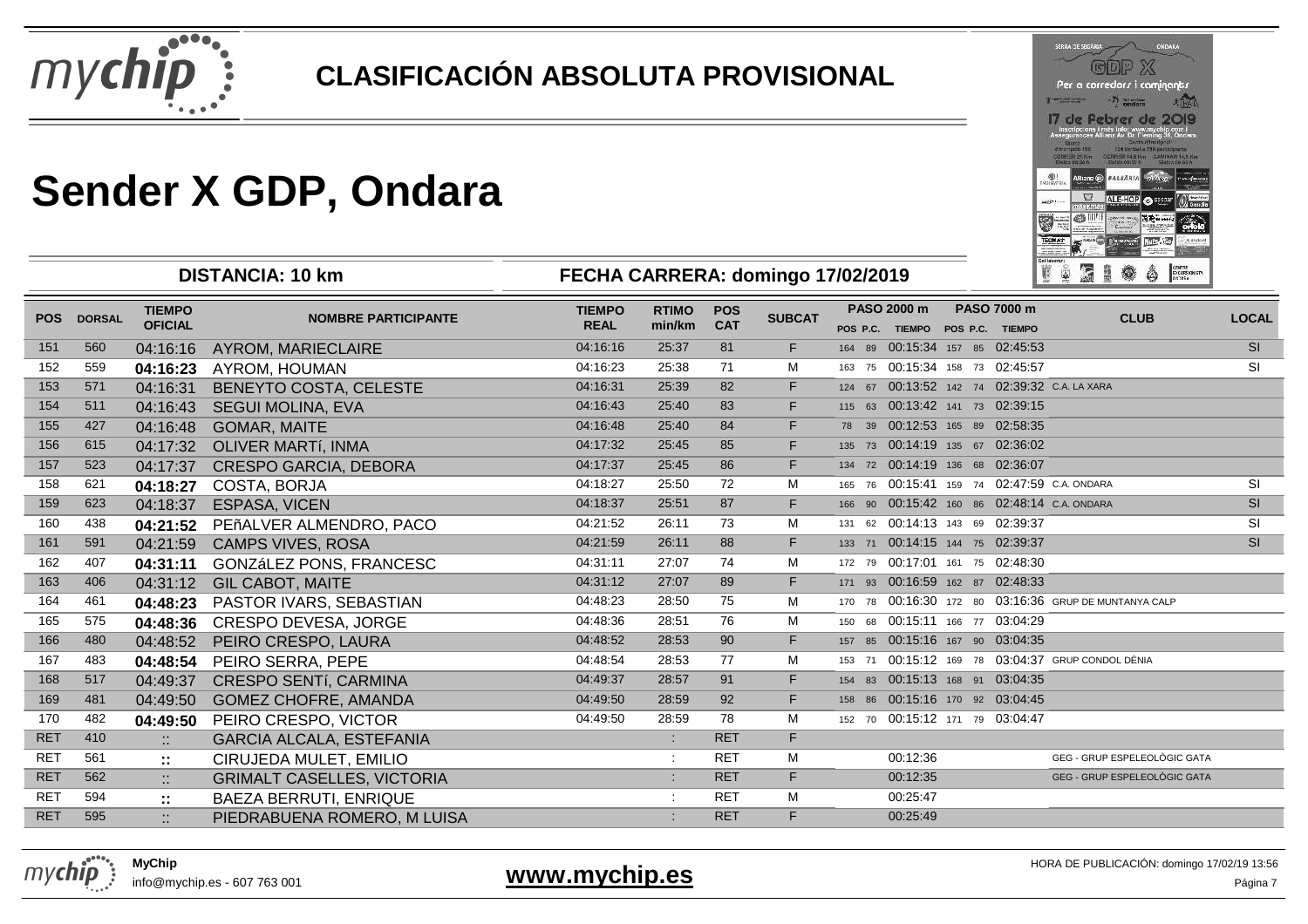# CLASIFICACIÓN ABSOLUTA PROVISIONAL

# Sender X GDP, Ondara

**DISTANCIA: 10 km** — **FECHA CARRERA: domingo 17/02/2019**

| POS | DORSAL | TIEMPO OFICIAL | NOMBRE PARTICIPANTE | TIEMPO REAL | RTIMO min/km | POS CAT | SUBCAT | PASO 2000 m POS | P.C. | TIEMPO | PASO 7000 m POS | P.C. | TIEMPO | CLUB | LOCAL |
|---|---|---|---|---|---|---|---|---|---|---|---|---|---|---|---|
| 151 | 560 | 04:16:16 | AYROM, MARIECLAIRE | 04:16:16 | 25:37 | 81 | F | 164 | 89 | 00:15:34 | 157 | 85 | 02:45:53 | | SI |
| 152 | 559 | **04:16:23** | AYROM, HOUMAN | 04:16:23 | 25:38 | 71 | M | 163 | 75 | 00:15:34 | 158 | 73 | 02:45:57 | | SI |
| 153 | 571 | 04:16:31 | BENEYTO COSTA, CELESTE | 04:16:31 | 25:39 | 82 | F | 124 | 67 | 00:13:52 | 142 | 74 | 02:39:32 | C.A. LA XARA | |
| 154 | 511 | 04:16:43 | SEGUI MOLINA, EVA | 04:16:43 | 25:40 | 83 | F | 115 | 63 | 00:13:42 | 141 | 73 | 02:39:15 | | |
| 155 | 427 | 04:16:48 | GOMAR, MAITE | 04:16:48 | 25:40 | 84 | F | 78 | 39 | 00:12:53 | 165 | 89 | 02:58:35 | | |
| 156 | 615 | 04:17:32 | OLIVER MARTí, INMA | 04:17:32 | 25:45 | 85 | F | 135 | 73 | 00:14:19 | 135 | 67 | 02:36:02 | | |
| 157 | 523 | 04:17:37 | CRESPO GARCIA, DEBORA | 04:17:37 | 25:45 | 86 | F | 134 | 72 | 00:14:19 | 136 | 68 | 02:36:07 | | |
| 158 | 621 | **04:18:27** | COSTA, BORJA | 04:18:27 | 25:50 | 72 | M | 165 | 76 | 00:15:41 | 159 | 74 | 02:47:59 | C.A. ONDARA | SI |
| 159 | 623 | 04:18:37 | ESPASA, VICEN | 04:18:37 | 25:51 | 87 | F | 166 | 90 | 00:15:42 | 160 | 86 | 02:48:14 | C.A. ONDARA | SI |
| 160 | 438 | **04:21:52** | PEñALVER ALMENDRO, PACO | 04:21:52 | 26:11 | 73 | M | 131 | 62 | 00:14:13 | 143 | 69 | 02:39:37 | | SI |
| 161 | 591 | 04:21:59 | CAMPS VIVES, ROSA | 04:21:59 | 26:11 | 88 | F | 133 | 71 | 00:14:15 | 144 | 75 | 02:39:37 | | SI |
| 162 | 407 | **04:31:11** | GONZáLEZ PONS, FRANCESC | 04:31:11 | 27:07 | 74 | M | 172 | 79 | 00:17:01 | 161 | 75 | 02:48:30 | | |
| 163 | 406 | 04:31:12 | GIL CABOT, MAITE | 04:31:12 | 27:07 | 89 | F | 171 | 93 | 00:16:59 | 162 | 87 | 02:48:33 | | |
| 164 | 461 | **04:48:23** | PASTOR IVARS, SEBASTIAN | 04:48:23 | 28:50 | 75 | M | 170 | 78 | 00:16:30 | 172 | 80 | 03:16:36 | GRUP DE MUNTANYA CALP | |
| 165 | 575 | **04:48:36** | CRESPO DEVESA, JORGE | 04:48:36 | 28:51 | 76 | M | 150 | 68 | 00:15:11 | 166 | 77 | 03:04:29 | | |
| 166 | 480 | 04:48:52 | PEIRO CRESPO, LAURA | 04:48:52 | 28:53 | 90 | F | 157 | 85 | 00:15:16 | 167 | 90 | 03:04:35 | | |
| 167 | 483 | **04:48:54** | PEIRO SERRA, PEPE | 04:48:54 | 28:53 | 77 | M | 153 | 71 | 00:15:12 | 169 | 78 | 03:04:37 | GRUP CONDOL DÉNIA | |
| 168 | 517 | 04:49:37 | CRESPO SENTí, CARMINA | 04:49:37 | 28:57 | 91 | F | 154 | 83 | 00:15:13 | 168 | 91 | 03:04:35 | | |
| 169 | 481 | 04:49:50 | GOMEZ CHOFRE, AMANDA | 04:49:50 | 28:59 | 92 | F | 158 | 86 | 00:15:16 | 170 | 92 | 03:04:45 | | |
| 170 | 482 | **04:49:50** | PEIRO CRESPO, VICTOR | 04:49:50 | 28:59 | 78 | M | 152 | 70 | 00:15:12 | 171 | 79 | 03:04:47 | | |
| RET | 410 | :: | GARCIA ALCALA, ESTEFANIA | | : | RET | F | | | | | | | | |
| RET | 561 | **::** | CIRUJEDA MULET, EMILIO | | : | RET | M | | | 00:12:36 | | | | GEG - GRUP ESPELEOLÒGIC GATA | |
| RET | 562 | :: | GRIMALT CASELLES, VICTORIA | | : | RET | F | | | 00:12:35 | | | | GEG - GRUP ESPELEOLÒGIC GATA | |
| RET | 594 | **::** | BAEZA BERRUTI, ENRIQUE | | : | RET | M | | | 00:25:47 | | | | | |
| RET | 595 | :: | PIEDRABUENA ROMERO, M LUISA | | : | RET | F | | | 00:25:49 | | | | | |

**MyChip**
info@mychip.es - 607 763 001

**www.mychip.es**

HORA DE PUBLICACIÓN: domingo 17/02/19 13:56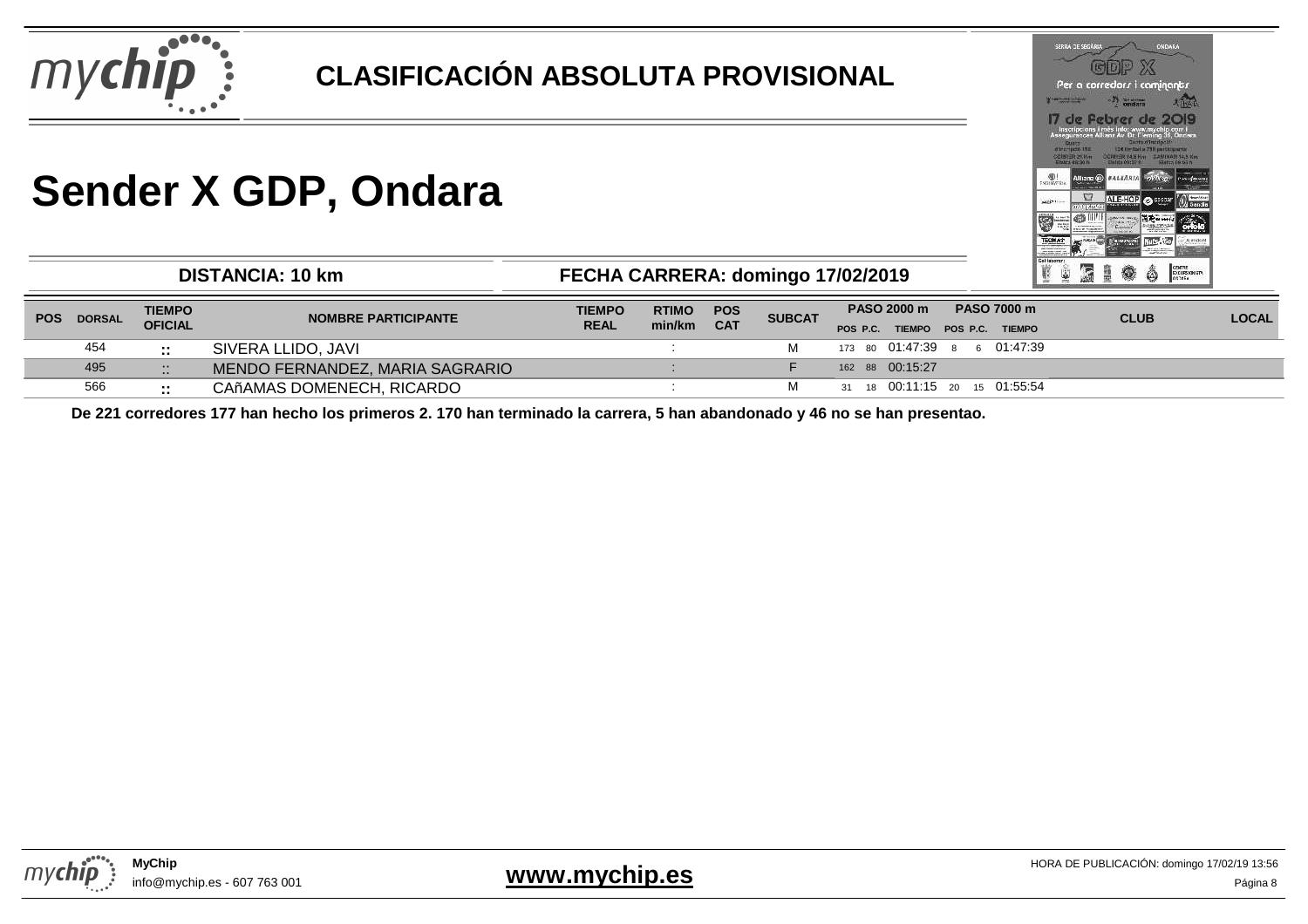mychip

# CLASIFICACIÓN ABSOLUTA PROVISIONAL

# Sender X GDP, Ondara

**DISTANCIA: 10 km** **FECHA CARRERA: domingo 17/02/2019**

| POS | DORSAL | TIEMPO OFICIAL | NOMBRE PARTICIPANTE | TIEMPO REAL | RTIMO min/km | POS CAT | SUBCAT | PASO 2000 m POS | PASO 2000 m P.C. | PASO 2000 m TIEMPO | PASO 7000 m POS | PASO 7000 m P.C. | PASO 7000 m TIEMPO | CLUB | LOCAL |
|---|---|---|---|---|---|---|---|---|---|---|---|---|---|---|---|
| | 454 | :: | SIVERA LLIDO, JAVI | | : | | M | 173 | 80 | 01:47:39 | 8 | 6 | 01:47:39 | | |
| | 495 | :: | MENDO FERNANDEZ, MARIA SAGRARIO | | : | | F | 162 | 88 | 00:15:27 | | | | | |
| | 566 | :: | CAñAMAS DOMENECH, RICARDO | | : | | M | 31 | 18 | 00:11:15 | 20 | 15 | 01:55:54 | | |

**De 221 corredores 177 han hecho los primeros 2. 170 han terminado la carrera, 5 han abandonado y 46 no se han presentao.**

**MyChip**
info@mychip.es - 607 763 001

**www.mychip.es**

HORA DE PUBLICACIÓN: domingo 17/02/19 13:56